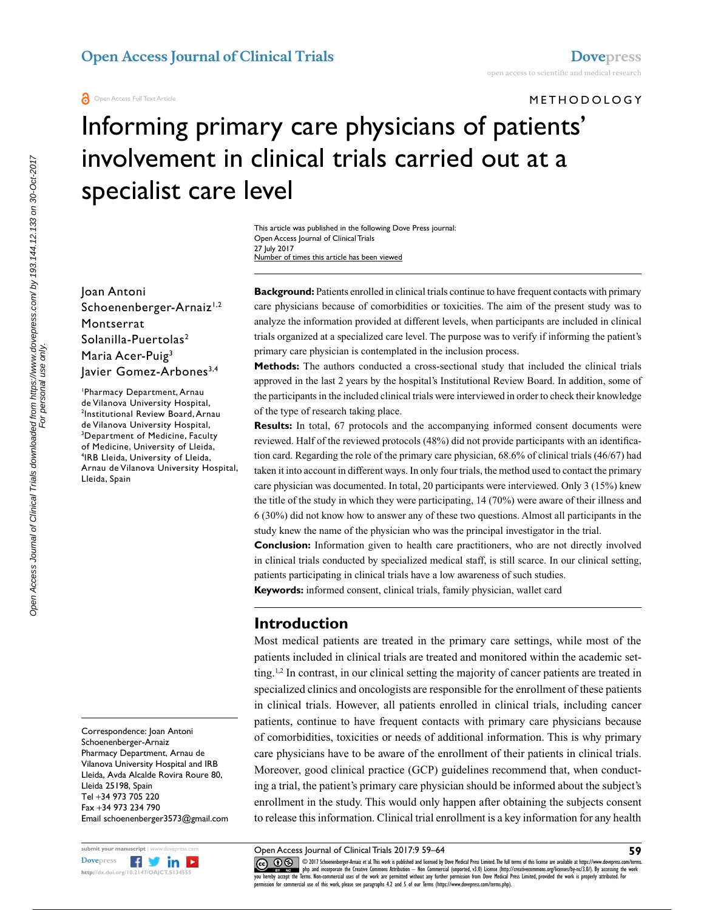Open Access Full Text Article

METHODOLOGY

# Informing primary care physicians of patients' involvement in clinical trials carried out at a specialist care level

Joan Antoni Schoenenberger-Arnaiz[1,2]
Montserrat Solanilla-Puertolas[2]
Maria Acer-Puig[3]
Javier Gomez-Arbones[3,4]

[1]Pharmacy Department, Arnau de Vilanova University Hospital, [2]Institutional Review Board, Arnau de Vilanova University Hospital, [3]Department of Medicine, Faculty of Medicine, University of Lleida, [4]IRB Lleida, University of Lleida, Arnau de Vilanova University Hospital, Lleida, Spain

Correspondence: Joan Antoni Schoenenberger-Arnaiz
Pharmacy Department, Arnau de Vilanova University Hospital and IRB Lleida, Avda Alcalde Rovira Roure 80, Lleida 25198, Spain
Tel +34 973 705 220
Fax +34 973 234 790
Email schoenenberger3573@gmail.com

**Background:** Patients enrolled in clinical trials continue to have frequent contacts with primary care physicians because of comorbidities or toxicities. The aim of the present study was to analyze the information provided at different levels, when participants are included in clinical trials organized at a specialized care level. The purpose was to verify if informing the patient's primary care physician is contemplated in the inclusion process.

**Methods:** The authors conducted a cross-sectional study that included the clinical trials approved in the last 2 years by the hospital's Institutional Review Board. In addition, some of the participants in the included clinical trials were interviewed in order to check their knowledge of the type of research taking place.

**Results:** In total, 67 protocols and the accompanying informed consent documents were reviewed. Half of the reviewed protocols (48%) did not provide participants with an identification card. Regarding the role of the primary care physician, 68.6% of clinical trials (46/67) had taken it into account in different ways. In only four trials, the method used to contact the primary care physician was documented. In total, 20 participants were interviewed. Only 3 (15%) knew the title of the study in which they were participating, 14 (70%) were aware of their illness and 6 (30%) did not know how to answer any of these two questions. Almost all participants in the study knew the name of the physician who was the principal investigator in the trial.

**Conclusion:** Information given to health care practitioners, who are not directly involved in clinical trials conducted by specialized medical staff, is still scarce. In our clinical setting, patients participating in clinical trials have a low awareness of such studies.

**Keywords:** informed consent, clinical trials, family physician, wallet card

## Introduction

Most medical patients are treated in the primary care settings, while most of the patients included in clinical trials are treated and monitored within the academic setting.[1,2] In contrast, in our clinical setting the majority of cancer patients are treated in specialized clinics and oncologists are responsible for the enrollment of these patients in clinical trials. However, all patients enrolled in clinical trials, including cancer patients, continue to have frequent contacts with primary care physicians because of comorbidities, toxicities or needs of additional information. This is why primary care physicians have to be aware of the enrollment of their patients in clinical trials. Moreover, good clinical practice (GCP) guidelines recommend that, when conducting a trial, the patient's primary care physician should be informed about the subject's enrollment in the study. This would only happen after obtaining the subjects consent to release this information. Clinical trial enrollment is a key information for any health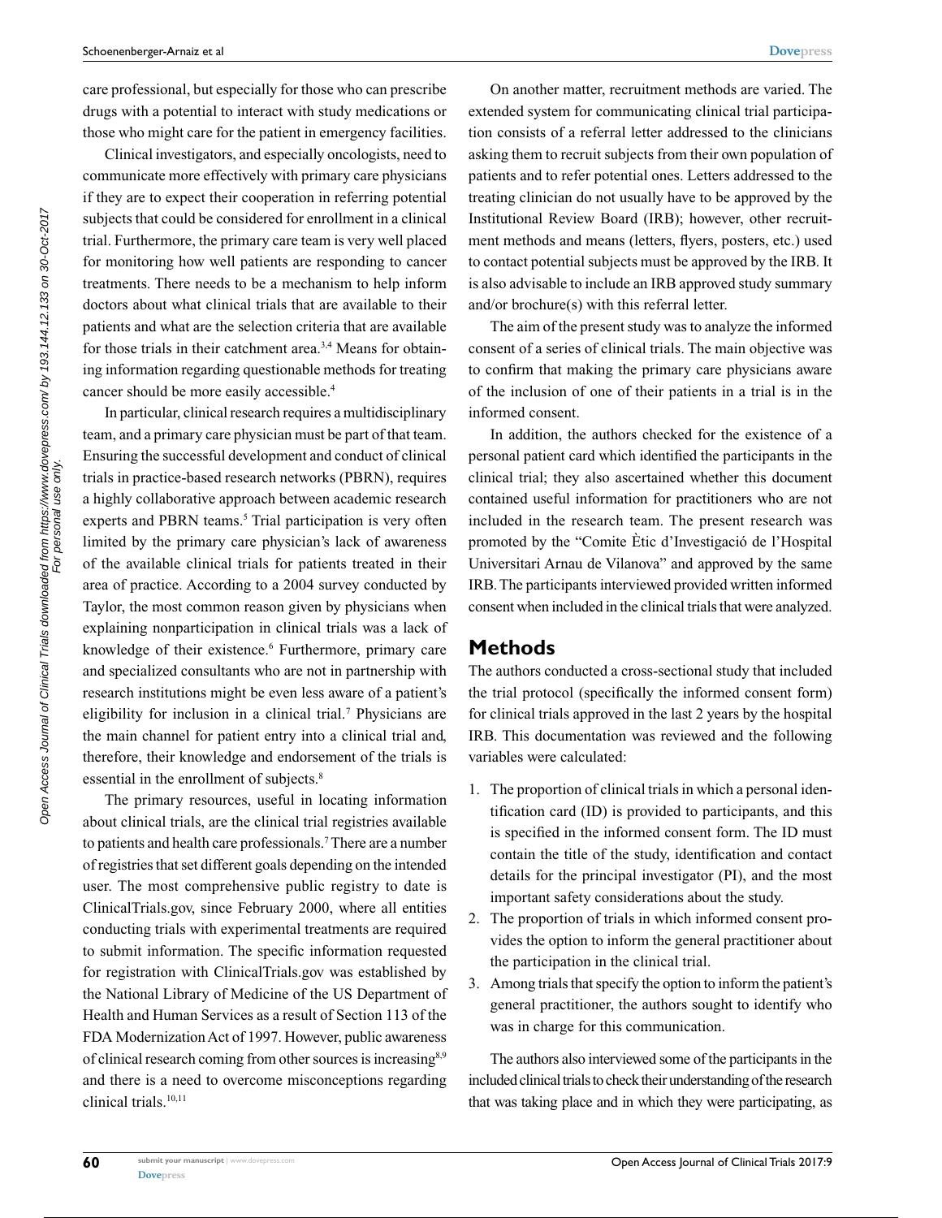care professional, but especially for those who can prescribe drugs with a potential to interact with study medications or those who might care for the patient in emergency facilities.

Clinical investigators, and especially oncologists, need to communicate more effectively with primary care physicians if they are to expect their cooperation in referring potential subjects that could be considered for enrollment in a clinical trial. Furthermore, the primary care team is very well placed for monitoring how well patients are responding to cancer treatments. There needs to be a mechanism to help inform doctors about what clinical trials that are available to their patients and what are the selection criteria that are available for those trials in their catchment area.[3,4] Means for obtaining information regarding questionable methods for treating cancer should be more easily accessible.[4]

In particular, clinical research requires a multidisciplinary team, and a primary care physician must be part of that team. Ensuring the successful development and conduct of clinical trials in practice-based research networks (PBRN), requires a highly collaborative approach between academic research experts and PBRN teams.[5] Trial participation is very often limited by the primary care physician's lack of awareness of the available clinical trials for patients treated in their area of practice. According to a 2004 survey conducted by Taylor, the most common reason given by physicians when explaining nonparticipation in clinical trials was a lack of knowledge of their existence.[6] Furthermore, primary care and specialized consultants who are not in partnership with research institutions might be even less aware of a patient's eligibility for inclusion in a clinical trial.[7] Physicians are the main channel for patient entry into a clinical trial and, therefore, their knowledge and endorsement of the trials is essential in the enrollment of subjects.[8]

The primary resources, useful in locating information about clinical trials, are the clinical trial registries available to patients and health care professionals.[7] There are a number of registries that set different goals depending on the intended user. The most comprehensive public registry to date is ClinicalTrials.gov, since February 2000, where all entities conducting trials with experimental treatments are required to submit information. The specific information requested for registration with ClinicalTrials.gov was established by the National Library of Medicine of the US Department of Health and Human Services as a result of Section 113 of the FDA Modernization Act of 1997. However, public awareness of clinical research coming from other sources is increasing[8,9] and there is a need to overcome misconceptions regarding clinical trials.[10,11]

On another matter, recruitment methods are varied. The extended system for communicating clinical trial participation consists of a referral letter addressed to the clinicians asking them to recruit subjects from their own population of patients and to refer potential ones. Letters addressed to the treating clinician do not usually have to be approved by the Institutional Review Board (IRB); however, other recruitment methods and means (letters, flyers, posters, etc.) used to contact potential subjects must be approved by the IRB. It is also advisable to include an IRB approved study summary and/or brochure(s) with this referral letter.

The aim of the present study was to analyze the informed consent of a series of clinical trials. The main objective was to confirm that making the primary care physicians aware of the inclusion of one of their patients in a trial is in the informed consent.

In addition, the authors checked for the existence of a personal patient card which identified the participants in the clinical trial; they also ascertained whether this document contained useful information for practitioners who are not included in the research team. The present research was promoted by the "Comite Ètic d'Investigació de l'Hospital Universitari Arnau de Vilanova" and approved by the same IRB. The participants interviewed provided written informed consent when included in the clinical trials that were analyzed.

## Methods

The authors conducted a cross-sectional study that included the trial protocol (specifically the informed consent form) for clinical trials approved in the last 2 years by the hospital IRB. This documentation was reviewed and the following variables were calculated:

1. The proportion of clinical trials in which a personal identification card (ID) is provided to participants, and this is specified in the informed consent form. The ID must contain the title of the study, identification and contact details for the principal investigator (PI), and the most important safety considerations about the study.
2. The proportion of trials in which informed consent provides the option to inform the general practitioner about the participation in the clinical trial.
3. Among trials that specify the option to inform the patient's general practitioner, the authors sought to identify who was in charge for this communication.

The authors also interviewed some of the participants in the included clinical trials to check their understanding of the research that was taking place and in which they were participating, as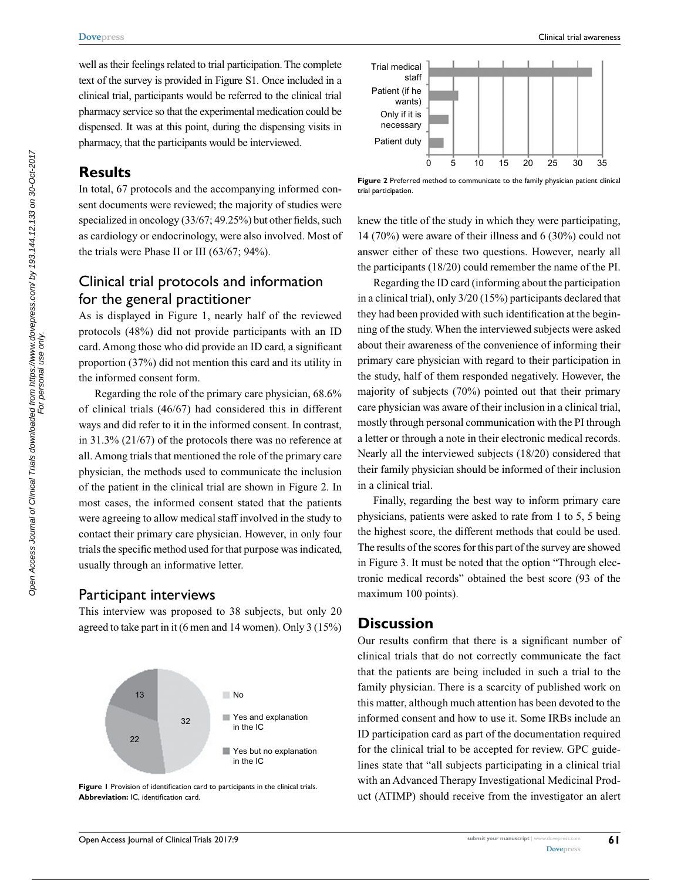well as their feelings related to trial participation. The complete text of the survey is provided in Figure S1. Once included in a clinical trial, participants would be referred to the clinical trial pharmacy service so that the experimental medication could be dispensed. It was at this point, during the dispensing visits in pharmacy, that the participants would be interviewed.

## Results

In total, 67 protocols and the accompanying informed consent documents were reviewed; the majority of studies were specialized in oncology (33/67; 49.25%) but other fields, such as cardiology or endocrinology, were also involved. Most of the trials were Phase II or III (63/67; 94%).

### Clinical trial protocols and information for the general practitioner

As is displayed in Figure 1, nearly half of the reviewed protocols (48%) did not provide participants with an ID card. Among those who did provide an ID card, a significant proportion (37%) did not mention this card and its utility in the informed consent form.

Regarding the role of the primary care physician, 68.6% of clinical trials (46/67) had considered this in different ways and did refer to it in the informed consent. In contrast, in 31.3% (21/67) of the protocols there was no reference at all. Among trials that mentioned the role of the primary care physician, the methods used to communicate the inclusion of the patient in the clinical trial are shown in Figure 2. In most cases, the informed consent stated that the patients were agreeing to allow medical staff involved in the study to contact their primary care physician. However, in only four trials the specific method used for that purpose was indicated, usually through an informative letter.

### Participant interviews

This interview was proposed to 38 subjects, but only 20 agreed to take part in it (6 men and 14 women). Only 3 (15%) knew the title of the study in which they were participating, 14 (70%) were aware of their illness and 6 (30%) could not answer either of these two questions. However, nearly all the participants (18/20) could remember the name of the PI.

Regarding the ID card (informing about the participation in a clinical trial), only 3/20 (15%) participants declared that they had been provided with such identification at the beginning of the study. When the interviewed subjects were asked about their awareness of the convenience of informing their primary care physician with regard to their participation in the study, half of them responded negatively. However, the majority of subjects (70%) pointed out that their primary care physician was aware of their inclusion in a clinical trial, mostly through personal communication with the PI through a letter or through a note in their electronic medical records. Nearly all the interviewed subjects (18/20) considered that their family physician should be informed of their inclusion in a clinical trial.

Finally, regarding the best way to inform primary care physicians, patients were asked to rate from 1 to 5, 5 being the highest score, the different methods that could be used. The results of the scores for this part of the survey are showed in Figure 3. It must be noted that the option "Through electronic medical records" obtained the best score (93 of the maximum 100 points).

**Figure 1** Provision of identification card to participants in the clinical trials.
**Abbreviation:** IC, identification card.

**Figure 2** Preferred method to communicate to the family physician patient clinical trial participation.

## Discussion

Our results confirm that there is a significant number of clinical trials that do not correctly communicate the fact that the patients are being included in such a trial to the family physician. There is a scarcity of published work on this matter, although much attention has been devoted to the informed consent and how to use it. Some IRBs include an ID participation card as part of the documentation required for the clinical trial to be accepted for review. GPC guidelines state that "all subjects participating in a clinical trial with an Advanced Therapy Investigational Medicinal Product (ATIMP) should receive from the investigator an alert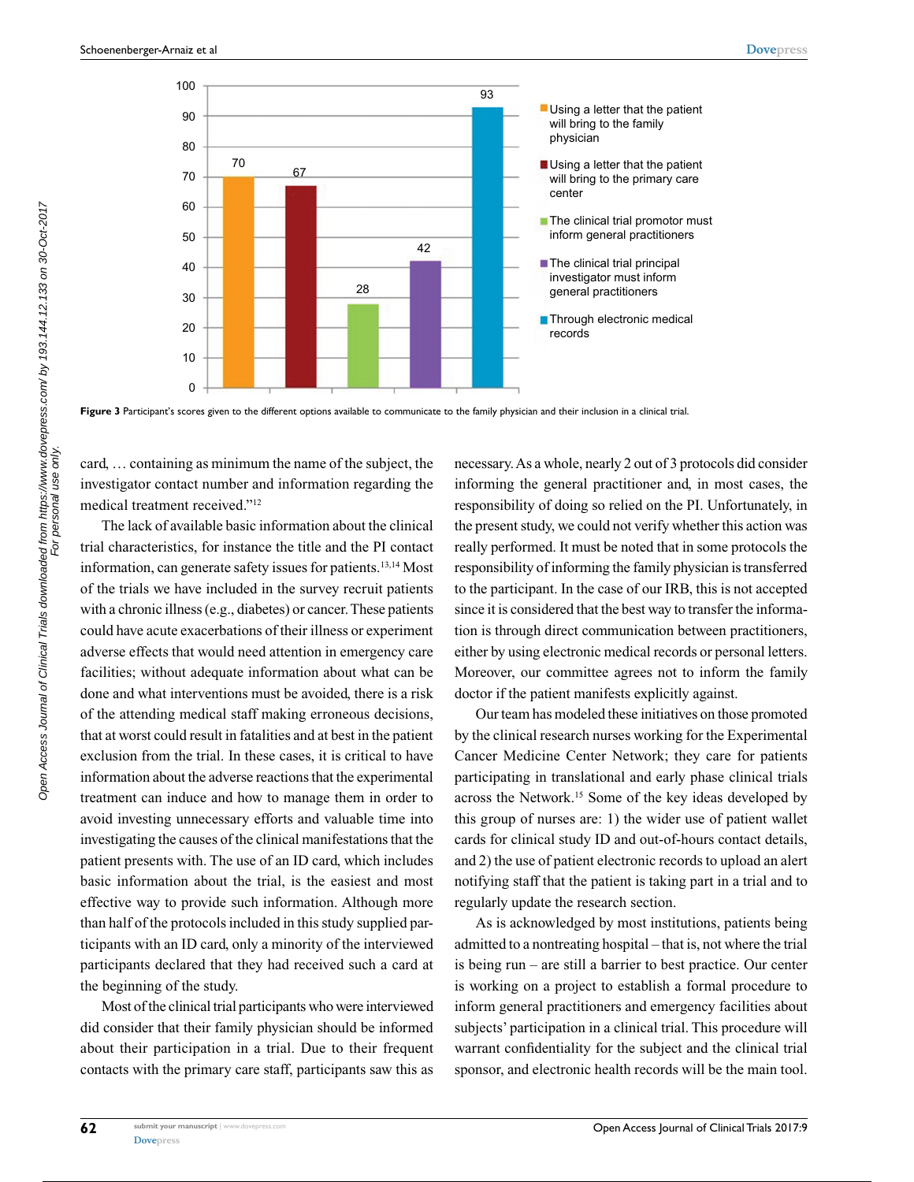Figure 3 Participant's scores given to the different options available to communicate to the family physician and their inclusion in a clinical trial.

card, … containing as minimum the name of the subject, the investigator contact number and information regarding the medical treatment received."[12]

The lack of available basic information about the clinical trial characteristics, for instance the title and the PI contact information, can generate safety issues for patients.[13,14] Most of the trials we have included in the survey recruit patients with a chronic illness (e.g., diabetes) or cancer. These patients could have acute exacerbations of their illness or experiment adverse effects that would need attention in emergency care facilities; without adequate information about what can be done and what interventions must be avoided, there is a risk of the attending medical staff making erroneous decisions, that at worst could result in fatalities and at best in the patient exclusion from the trial. In these cases, it is critical to have information about the adverse reactions that the experimental treatment can induce and how to manage them in order to avoid investing unnecessary efforts and valuable time into investigating the causes of the clinical manifestations that the patient presents with. The use of an ID card, which includes basic information about the trial, is the easiest and most effective way to provide such information. Although more than half of the protocols included in this study supplied participants with an ID card, only a minority of the interviewed participants declared that they had received such a card at the beginning of the study.

Most of the clinical trial participants who were interviewed did consider that their family physician should be informed about their participation in a trial. Due to their frequent contacts with the primary care staff, participants saw this as necessary. As a whole, nearly 2 out of 3 protocols did consider informing the general practitioner and, in most cases, the responsibility of doing so relied on the PI. Unfortunately, in the present study, we could not verify whether this action was really performed. It must be noted that in some protocols the responsibility of informing the family physician is transferred to the participant. In the case of our IRB, this is not accepted since it is considered that the best way to transfer the information is through direct communication between practitioners, either by using electronic medical records or personal letters. Moreover, our committee agrees not to inform the family doctor if the patient manifests explicitly against.

Our team has modeled these initiatives on those promoted by the clinical research nurses working for the Experimental Cancer Medicine Center Network; they care for patients participating in translational and early phase clinical trials across the Network.[15] Some of the key ideas developed by this group of nurses are: 1) the wider use of patient wallet cards for clinical study ID and out-of-hours contact details, and 2) the use of patient electronic records to upload an alert notifying staff that the patient is taking part in a trial and to regularly update the research section.

As is acknowledged by most institutions, patients being admitted to a nontreating hospital – that is, not where the trial is being run – are still a barrier to best practice. Our center is working on a project to establish a formal procedure to inform general practitioners and emergency facilities about subjects' participation in a clinical trial. This procedure will warrant confidentiality for the subject and the clinical trial sponsor, and electronic health records will be the main tool.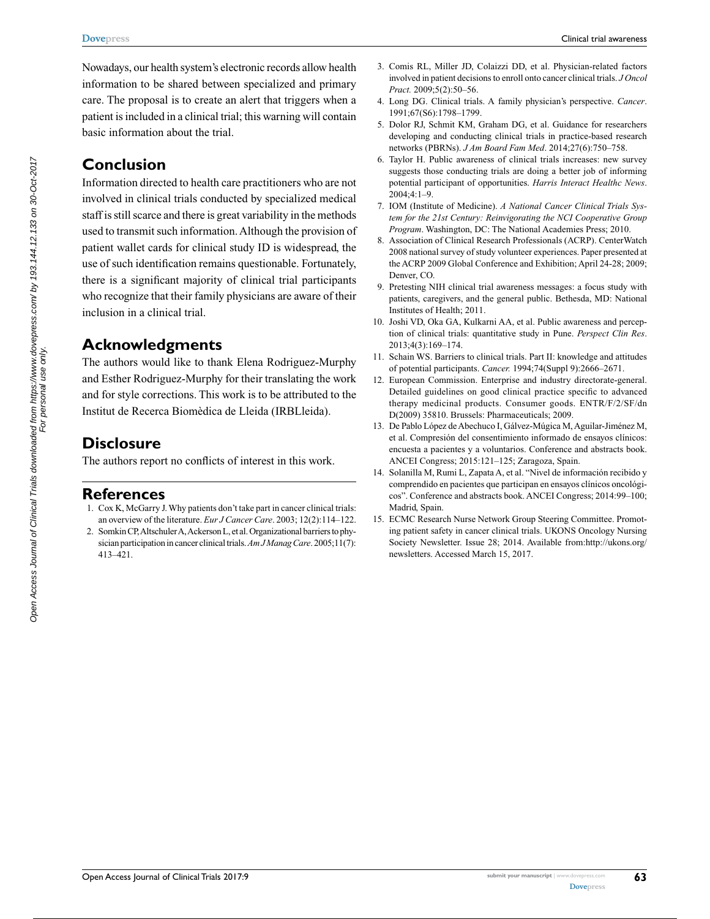Nowadays, our health system's electronic records allow health information to be shared between specialized and primary care. The proposal is to create an alert that triggers when a patient is included in a clinical trial; this warning will contain basic information about the trial.

## Conclusion

Information directed to health care practitioners who are not involved in clinical trials conducted by specialized medical staff is still scarce and there is great variability in the methods used to transmit such information. Although the provision of patient wallet cards for clinical study ID is widespread, the use of such identification remains questionable. Fortunately, there is a significant majority of clinical trial participants who recognize that their family physicians are aware of their inclusion in a clinical trial.

## Acknowledgments

The authors would like to thank Elena Rodriguez-Murphy and Esther Rodriguez-Murphy for their translating the work and for style corrections. This work is to be attributed to the Institut de Recerca Biomèdica de Lleida (IRBLleida).

## Disclosure

The authors report no conflicts of interest in this work.

## References

1. Cox K, McGarry J. Why patients don't take part in cancer clinical trials: an overview of the literature. *Eur J Cancer Care*. 2003; 12(2):114–122.
2. Somkin CP, Altschuler A, Ackerson L, et al. Organizational barriers to physician participation in cancer clinical trials. *Am J Manag Care*. 2005;11(7): 413–421.
3. Comis RL, Miller JD, Colaizzi DD, et al. Physician-related factors involved in patient decisions to enroll onto cancer clinical trials. *J Oncol Pract.* 2009;5(2):50–56.
4. Long DG. Clinical trials. A family physician's perspective. *Cancer*. 1991;67(S6):1798–1799.
5. Dolor RJ, Schmit KM, Graham DG, et al. Guidance for researchers developing and conducting clinical trials in practice-based research networks (PBRNs). *J Am Board Fam Med*. 2014;27(6):750–758.
6. Taylor H. Public awareness of clinical trials increases: new survey suggests those conducting trials are doing a better job of informing potential participant of opportunities. *Harris Interact Healthc News*. 2004;4:1–9.
7. IOM (Institute of Medicine). *A National Cancer Clinical Trials System for the 21st Century: Reinvigorating the NCI Cooperative Group Program*. Washington, DC: The National Academies Press; 2010.
8. Association of Clinical Research Professionals (ACRP). CenterWatch 2008 national survey of study volunteer experiences. Paper presented at the ACRP 2009 Global Conference and Exhibition; April 24-28; 2009; Denver, CO.
9. Pretesting NIH clinical trial awareness messages: a focus study with patients, caregivers, and the general public. Bethesda, MD: National Institutes of Health; 2011.
10. Joshi VD, Oka GA, Kulkarni AA, et al. Public awareness and perception of clinical trials: quantitative study in Pune. *Perspect Clin Res*. 2013;4(3):169–174.
11. Schain WS. Barriers to clinical trials. Part II: knowledge and attitudes of potential participants. *Cancer.* 1994;74(Suppl 9):2666–2671.
12. European Commission. Enterprise and industry directorate-general. Detailed guidelines on good clinical practice specific to advanced therapy medicinal products. Consumer goods. ENTR/F/2/SF/dn D(2009) 35810. Brussels: Pharmaceuticals; 2009.
13. De Pablo López de Abechuco I, Gálvez-Múgica M, Aguilar-Jiménez M, et al. Compresión del consentimiento informado de ensayos clínicos: encuesta a pacientes y a voluntarios. Conference and abstracts book. ANCEI Congress; 2015:121–125; Zaragoza, Spain.
14. Solanilla M, Rumi L, Zapata A, et al. "Nivel de información recibido y comprendido en pacientes que participan en ensayos clínicos oncológicos". Conference and abstracts book. ANCEI Congress; 2014:99–100; Madrid, Spain.
15. ECMC Research Nurse Network Group Steering Committee. Promoting patient safety in cancer clinical trials. UKONS Oncology Nursing Society Newsletter. Issue 28; 2014. Available from:http://ukons.org/newsletters. Accessed March 15, 2017.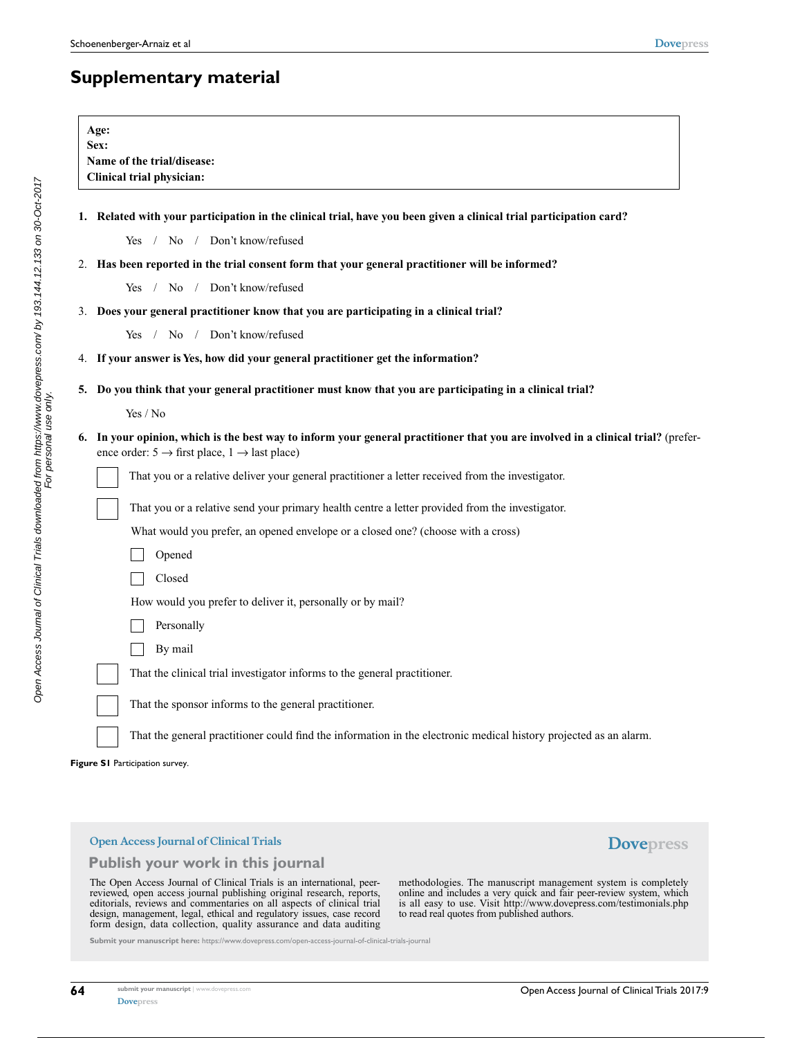## Supplementary material

**Age:**
**Sex:**
**Name of the trial/disease:**
**Clinical trial physician:**

1. **Related with your participation in the clinical trial, have you been given a clinical trial participation card?**

   Yes / No / Don't know/refused

2. **Has been reported in the trial consent form that your general practitioner will be informed?**

   Yes / No / Don't know/refused

3. **Does your general practitioner know that you are participating in a clinical trial?**

   Yes / No / Don't know/refused

4. **If your answer is Yes, how did your general practitioner get the information?**

5. **Do you think that your general practitioner must know that you are participating in a clinical trial?**

   Yes / No

6. **In your opinion, which is the best way to inform your general practitioner that you are involved in a clinical trial?** (preference order: 5 → first place, 1 → last place)

   ☐ That you or a relative deliver your general practitioner a letter received from the investigator.

   ☐ That you or a relative send your primary health centre a letter provided from the investigator.

   What would you prefer, an opened envelope or a closed one? (choose with a cross)

   ☐ Opened

   ☐ Closed

   How would you prefer to deliver it, personally or by mail?

   ☐ Personally

   ☐ By mail

   ☐ That the clinical trial investigator informs to the general practitioner.

   ☐ That the sponsor informs to the general practitioner.

   ☐ That the general practitioner could find the information in the electronic medical history projected as an alarm.

**Figure S1** Participation survey.

**Open Access Journal of Clinical Trials**

**Publish your work in this journal**

The Open Access Journal of Clinical Trials is an international, peer-reviewed, open access journal publishing original research, reports, editorials, reviews and commentaries on all aspects of clinical trial design, management, legal, ethical and regulatory issues, case record form design, data collection, quality assurance and data auditing methodologies. The manuscript management system is completely online and includes a very quick and fair peer-review system, which is all easy to use. Visit http://www.dovepress.com/testimonials.php to read real quotes from published authors.

**Submit your manuscript here:** https://www.dovepress.com/open-access-journal-of-clinical-trials-journal